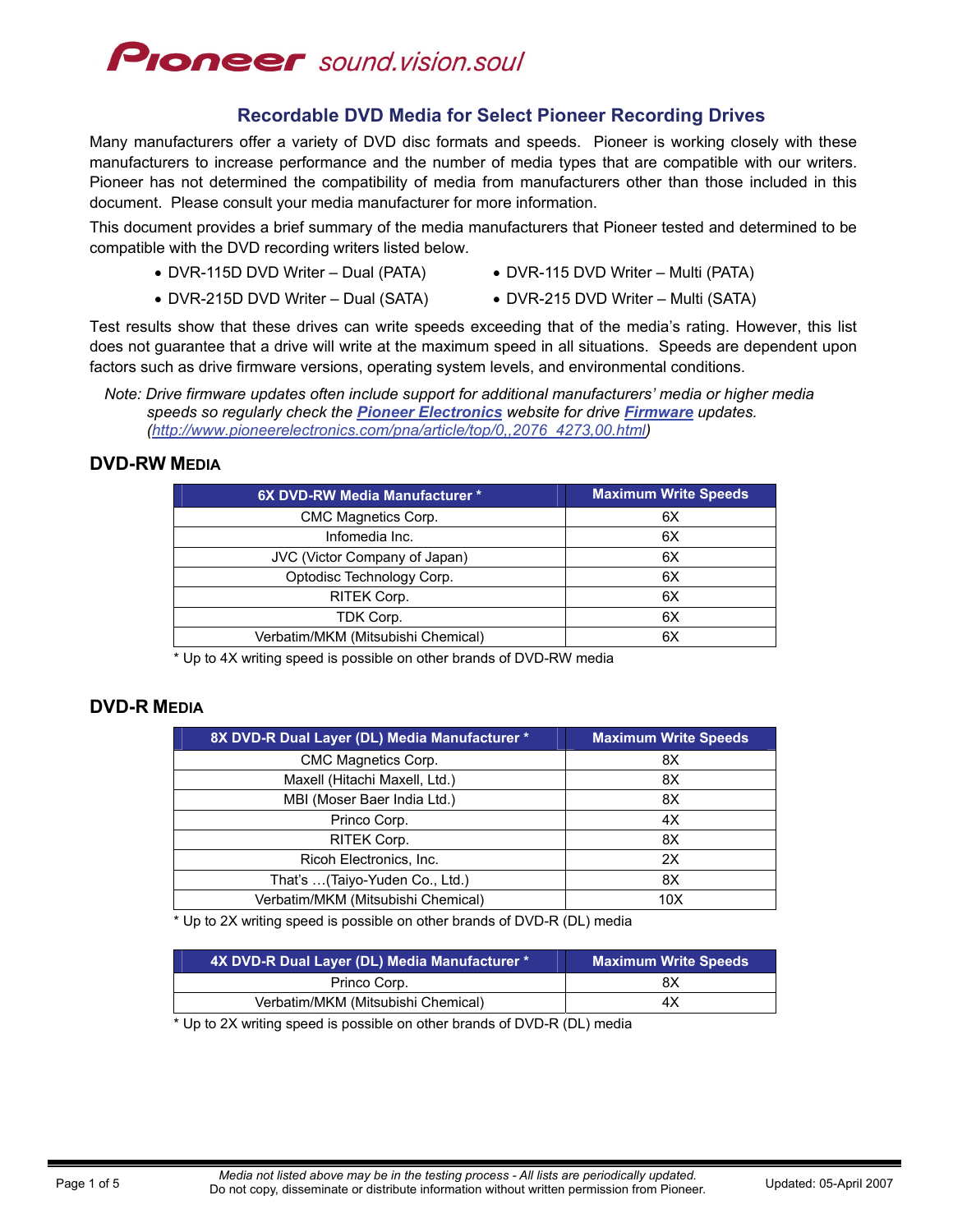Pioneer sound.vision.soul

## Recordable DVD Media for Select Pioneer Recording Drives

Many manufacturers offer a variety of DVD disc formats and speeds. Pioneer is working closely with these manufacturers to increase performance and the number of media types that are compatible with our writers. Pioneer has not determined the compatibility of media from manufacturers other than those included in this document. Please consult your media manufacturer for more information.

This document provides a brief summary of the media manufacturers that Pioneer tested and determined to be compatible with the DVD recording writers listed below.

- DVR-115D DVD Writer – Dual (PATA)
- DVR-115 DVD Writer – Multi (PATA)
- DVR-215D DVD Writer – Dual (SATA)
- DVR-215 DVD Writer – Multi (SATA)

Test results show that these drives can write speeds exceeding that of the media's rating. However, this list does not guarantee that a drive will write at the maximum speed in all situations. Speeds are dependent upon factors such as drive firmware versions, operating system levels, and environmental conditions.

*Note: Drive firmware updates often include support for additional manufacturers' media or higher media speeds so regularly check the **Pioneer Electronics** website for drive **Firmware** updates. (http://www.pioneerelectronics.com/pna/article/top/0,,2076_4273,00.html)*

### DVD-RW Media

| 6X DVD-RW Media Manufacturer * | Maximum Write Speeds |
|---|---|
| CMC Magnetics Corp. | 6X |
| Infomedia Inc. | 6X |
| JVC (Victor Company of Japan) | 6X |
| Optodisc Technology Corp. | 6X |
| RITEK Corp. | 6X |
| TDK Corp. | 6X |
| Verbatim/MKM (Mitsubishi Chemical) | 6X |

* Up to 4X writing speed is possible on other brands of DVD-RW media

### DVD-R Media

| 8X DVD-R Dual Layer (DL) Media Manufacturer * | Maximum Write Speeds |
|---|---|
| CMC Magnetics Corp. | 8X |
| Maxell (Hitachi Maxell, Ltd.) | 8X |
| MBI (Moser Baer India Ltd.) | 8X |
| Princo Corp. | 4X |
| RITEK Corp. | 8X |
| Ricoh Electronics, Inc. | 2X |
| That's …(Taiyo-Yuden Co., Ltd.) | 8X |
| Verbatim/MKM (Mitsubishi Chemical) | 10X |

* Up to 2X writing speed is possible on other brands of DVD-R (DL) media

| 4X DVD-R Dual Layer (DL) Media Manufacturer * | Maximum Write Speeds |
|---|---|
| Princo Corp. | 8X |
| Verbatim/MKM (Mitsubishi Chemical) | 4X |

* Up to 2X writing speed is possible on other brands of DVD-R (DL) media

*Media not listed above may be in the testing process - All lists are periodically updated.*
Do not copy, disseminate or distribute information without written permission from Pioneer.

Updated: 05-April 2007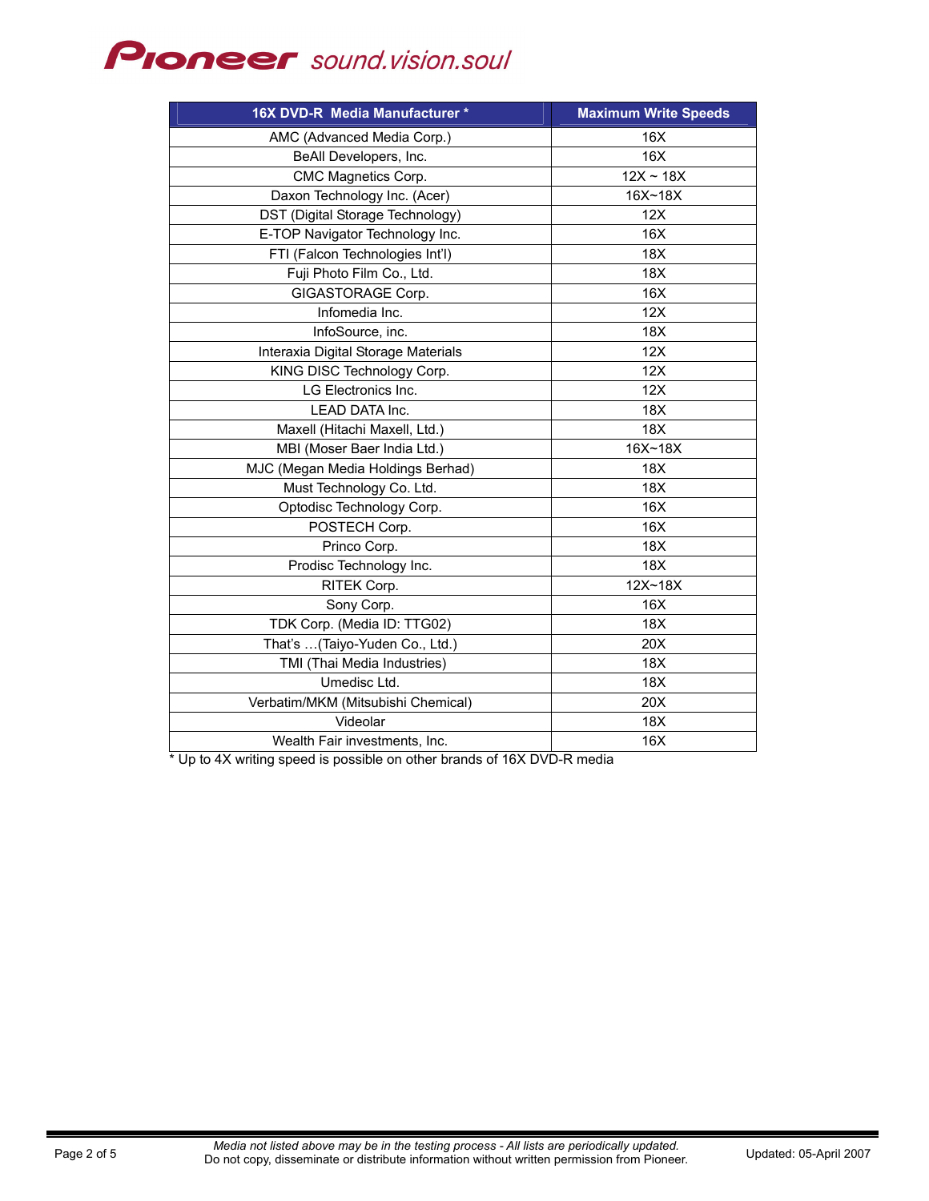| 16X DVD-R Media Manufacturer * | Maximum Write Speeds |
| --- | --- |
| AMC (Advanced Media Corp.) | 16X |
| BeAll Developers, Inc. | 16X |
| CMC Magnetics Corp. | 12X ~ 18X |
| Daxon Technology Inc. (Acer) | 16X~18X |
| DST (Digital Storage Technology) | 12X |
| E-TOP Navigator Technology Inc. | 16X |
| FTI (Falcon Technologies Int'l) | 18X |
| Fuji Photo Film Co., Ltd. | 18X |
| GIGASTORAGE Corp. | 16X |
| Infomedia Inc. | 12X |
| InfoSource, inc. | 18X |
| Interaxia Digital Storage Materials | 12X |
| KING DISC Technology Corp. | 12X |
| LG Electronics Inc. | 12X |
| LEAD DATA Inc. | 18X |
| Maxell (Hitachi Maxell, Ltd.) | 18X |
| MBI (Moser Baer India Ltd.) | 16X~18X |
| MJC (Megan Media Holdings Berhad) | 18X |
| Must Technology Co. Ltd. | 18X |
| Optodisc Technology Corp. | 16X |
| POSTECH Corp. | 16X |
| Princo Corp. | 18X |
| Prodisc Technology Inc. | 18X |
| RITEK Corp. | 12X~18X |
| Sony Corp. | 16X |
| TDK Corp. (Media ID: TTG02) | 18X |
| That's …(Taiyo-Yuden Co., Ltd.) | 20X |
| TMI (Thai Media Industries) | 18X |
| Umedisc Ltd. | 18X |
| Verbatim/MKM (Mitsubishi Chemical) | 20X |
| Videolar | 18X |
| Wealth Fair investments, Inc. | 16X |

* Up to 4X writing speed is possible on other brands of 16X DVD-R media

*Media not listed above may be in the testing process - All lists are periodically updated.*
Do not copy, disseminate or distribute information without written permission from Pioneer.

Updated: 05-April 2007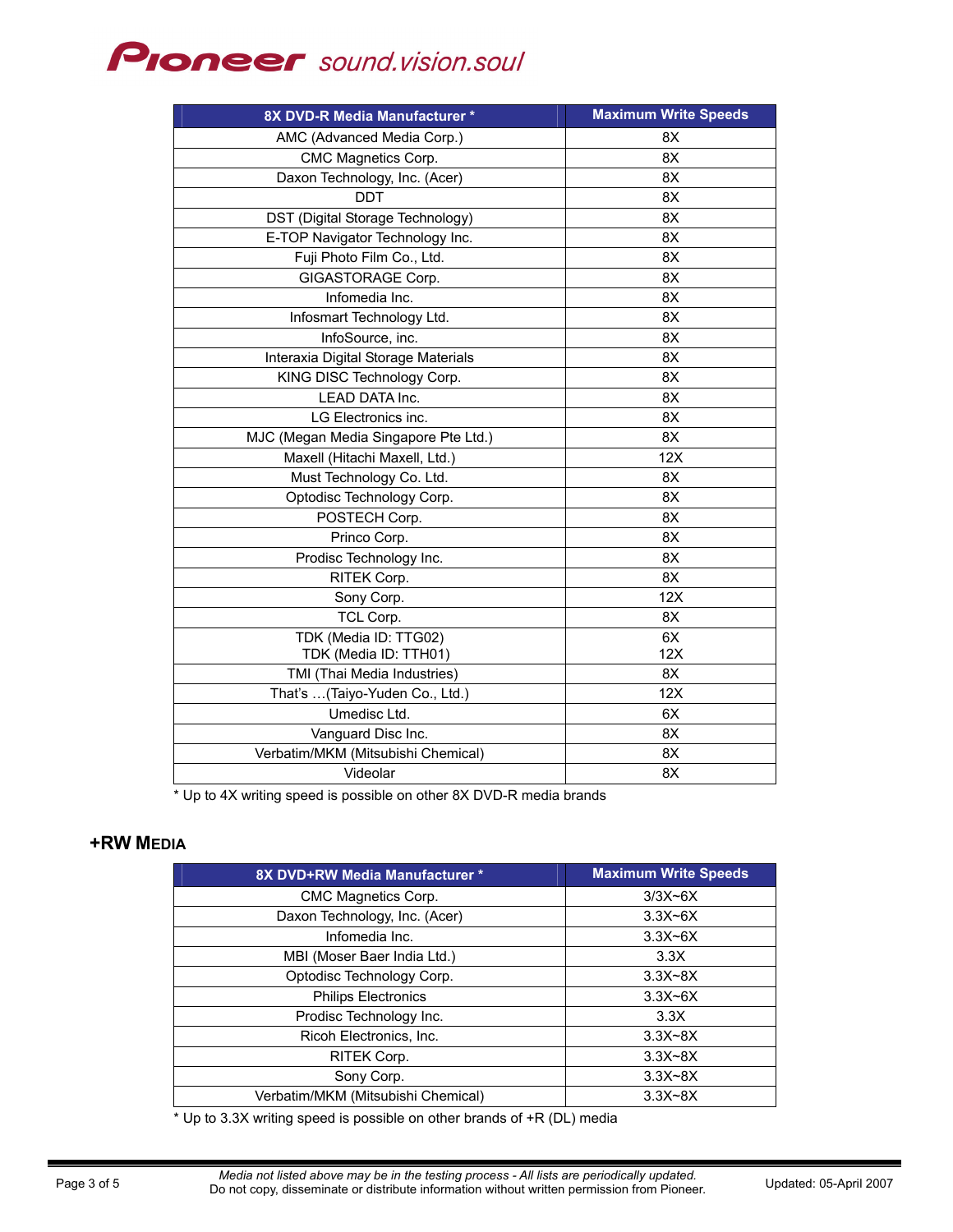| 8X DVD-R Media Manufacturer * | Maximum Write Speeds |
|---|---|
| AMC (Advanced Media Corp.) | 8X |
| CMC Magnetics Corp. | 8X |
| Daxon Technology, Inc. (Acer) | 8X |
| DDT | 8X |
| DST (Digital Storage Technology) | 8X |
| E-TOP Navigator Technology Inc. | 8X |
| Fuji Photo Film Co., Ltd. | 8X |
| GIGASTORAGE Corp. | 8X |
| Infomedia Inc. | 8X |
| Infosmart Technology Ltd. | 8X |
| InfoSource, inc. | 8X |
| Interaxia Digital Storage Materials | 8X |
| KING DISC Technology Corp. | 8X |
| LEAD DATA Inc. | 8X |
| LG Electronics inc. | 8X |
| MJC (Megan Media Singapore Pte Ltd.) | 8X |
| Maxell (Hitachi Maxell, Ltd.) | 12X |
| Must Technology Co. Ltd. | 8X |
| Optodisc Technology Corp. | 8X |
| POSTECH Corp. | 8X |
| Princo Corp. | 8X |
| Prodisc Technology Inc. | 8X |
| RITEK Corp. | 8X |
| Sony Corp. | 12X |
| TCL Corp. | 8X |
| TDK (Media ID: TTG02)<br>TDK (Media ID: TTH01) | 6X<br>12X |
| TMI (Thai Media Industries) | 8X |
| That's …(Taiyo-Yuden Co., Ltd.) | 12X |
| Umedisc Ltd. | 6X |
| Vanguard Disc Inc. | 8X |
| Verbatim/MKM (Mitsubishi Chemical) | 8X |
| Videolar | 8X |

* Up to 4X writing speed is possible on other 8X DVD-R media brands

## +RW MEDIA

| 8X DVD+RW Media Manufacturer * | Maximum Write Speeds |
|---|---|
| CMC Magnetics Corp. | 3/3X~6X |
| Daxon Technology, Inc. (Acer) | 3.3X~6X |
| Infomedia Inc. | 3.3X~6X |
| MBI (Moser Baer India Ltd.) | 3.3X |
| Optodisc Technology Corp. | 3.3X~8X |
| Philips Electronics | 3.3X~6X |
| Prodisc Technology Inc. | 3.3X |
| Ricoh Electronics, Inc. | 3.3X~8X |
| RITEK Corp. | 3.3X~8X |
| Sony Corp. | 3.3X~8X |
| Verbatim/MKM (Mitsubishi Chemical) | 3.3X~8X |

* Up to 3.3X writing speed is possible on other brands of +R (DL) media

*Media not listed above may be in the testing process - All lists are periodically updated.*
Do not copy, disseminate or distribute information without written permission from Pioneer.

Updated: 05-April 2007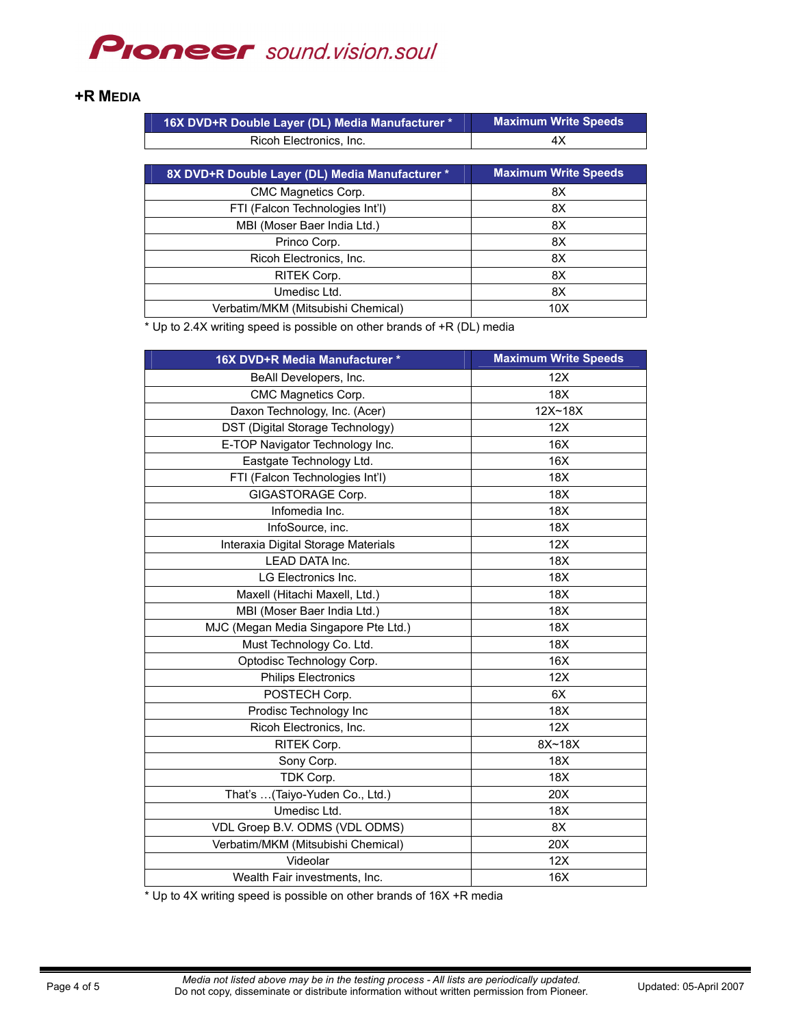## +R MEDIA

| 16X DVD+R Double Layer (DL) Media Manufacturer * | Maximum Write Speeds |
|---|---|
| Ricoh Electronics, Inc. | 4X |

| 8X DVD+R Double Layer (DL) Media Manufacturer * | Maximum Write Speeds |
|---|---|
| CMC Magnetics Corp. | 8X |
| FTI (Falcon Technologies Int'l) | 8X |
| MBI (Moser Baer India Ltd.) | 8X |
| Princo Corp. | 8X |
| Ricoh Electronics, Inc. | 8X |
| RITEK Corp. | 8X |
| Umedisc Ltd. | 8X |
| Verbatim/MKM (Mitsubishi Chemical) | 10X |

* Up to 2.4X writing speed is possible on other brands of +R (DL) media

| 16X DVD+R Media Manufacturer * | Maximum Write Speeds |
|---|---|
| BeAll Developers, Inc. | 12X |
| CMC Magnetics Corp. | 18X |
| Daxon Technology, Inc. (Acer) | 12X~18X |
| DST (Digital Storage Technology) | 12X |
| E-TOP Navigator Technology Inc. | 16X |
| Eastgate Technology Ltd. | 16X |
| FTI (Falcon Technologies Int'l) | 18X |
| GIGASTORAGE Corp. | 18X |
| Infomedia Inc. | 18X |
| InfoSource, inc. | 18X |
| Interaxia Digital Storage Materials | 12X |
| LEAD DATA Inc. | 18X |
| LG Electronics Inc. | 18X |
| Maxell (Hitachi Maxell, Ltd.) | 18X |
| MBI (Moser Baer India Ltd.) | 18X |
| MJC (Megan Media Singapore Pte Ltd.) | 18X |
| Must Technology Co. Ltd. | 18X |
| Optodisc Technology Corp. | 16X |
| Philips Electronics | 12X |
| POSTECH Corp. | 6X |
| Prodisc Technology Inc | 18X |
| Ricoh Electronics, Inc. | 12X |
| RITEK Corp. | 8X~18X |
| Sony Corp. | 18X |
| TDK Corp. | 18X |
| That's …(Taiyo-Yuden Co., Ltd.) | 20X |
| Umedisc Ltd. | 18X |
| VDL Groep B.V. ODMS (VDL ODMS) | 8X |
| Verbatim/MKM (Mitsubishi Chemical) | 20X |
| Videolar | 12X |
| Wealth Fair investments, Inc. | 16X |

* Up to 4X writing speed is possible on other brands of 16X +R media

*Media not listed above may be in the testing process - All lists are periodically updated.*
Do not copy, disseminate or distribute information without written permission from Pioneer.

Updated: 05-April 2007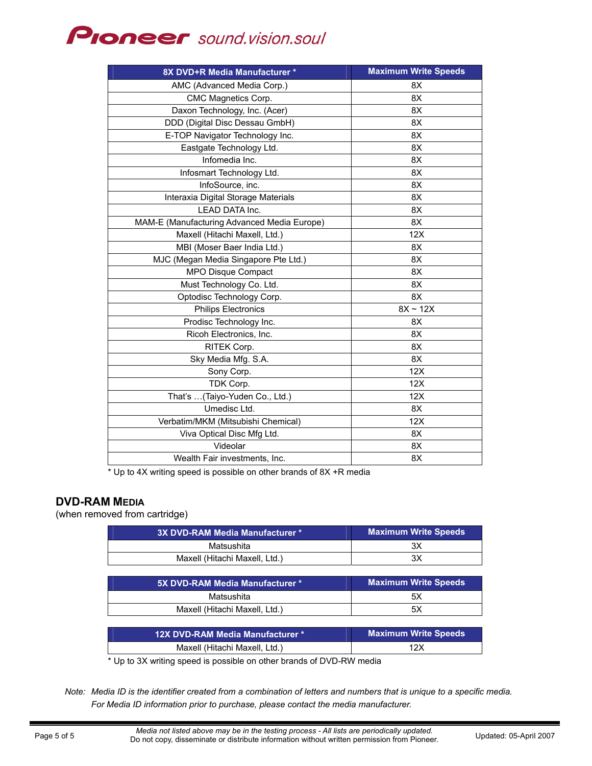| 8X DVD+R Media Manufacturer * | Maximum Write Speeds |
|---|---|
| AMC (Advanced Media Corp.) | 8X |
| CMC Magnetics Corp. | 8X |
| Daxon Technology, Inc. (Acer) | 8X |
| DDD (Digital Disc Dessau GmbH) | 8X |
| E-TOP Navigator Technology Inc. | 8X |
| Eastgate Technology Ltd. | 8X |
| Infomedia Inc. | 8X |
| Infosmart Technology Ltd. | 8X |
| InfoSource, inc. | 8X |
| Interaxia Digital Storage Materials | 8X |
| LEAD DATA Inc. | 8X |
| MAM-E (Manufacturing Advanced Media Europe) | 8X |
| Maxell (Hitachi Maxell, Ltd.) | 12X |
| MBI (Moser Baer India Ltd.) | 8X |
| MJC (Megan Media Singapore Pte Ltd.) | 8X |
| MPO Disque Compact | 8X |
| Must Technology Co. Ltd. | 8X |
| Optodisc Technology Corp. | 8X |
| Philips Electronics | 8X ~ 12X |
| Prodisc Technology Inc. | 8X |
| Ricoh Electronics, Inc. | 8X |
| RITEK Corp. | 8X |
| Sky Media Mfg. S.A. | 8X |
| Sony Corp. | 12X |
| TDK Corp. | 12X |
| That's …(Taiyo-Yuden Co., Ltd.) | 12X |
| Umedisc Ltd. | 8X |
| Verbatim/MKM (Mitsubishi Chemical) | 12X |
| Viva Optical Disc Mfg Ltd. | 8X |
| Videolar | 8X |
| Wealth Fair investments, Inc. | 8X |

* Up to 4X writing speed is possible on other brands of 8X +R media

## DVD-RAM Media

(when removed from cartridge)

| 3X DVD-RAM Media Manufacturer * | Maximum Write Speeds |
|---|---|
| Matsushita | 3X |
| Maxell (Hitachi Maxell, Ltd.) | 3X |

| 5X DVD-RAM Media Manufacturer * | Maximum Write Speeds |
|---|---|
| Matsushita | 5X |
| Maxell (Hitachi Maxell, Ltd.) | 5X |

| 12X DVD-RAM Media Manufacturer * | Maximum Write Speeds |
|---|---|
| Maxell (Hitachi Maxell, Ltd.) | 12X |

* Up to 3X writing speed is possible on other brands of DVD-RW media

*Note: Media ID is the identifier created from a combination of letters and numbers that is unique to a specific media. For Media ID information prior to purchase, please contact the media manufacturer.*

*Media not listed above may be in the testing process - All lists are periodically updated.*
Do not copy, disseminate or distribute information without written permission from Pioneer.

Updated: 05-April 2007